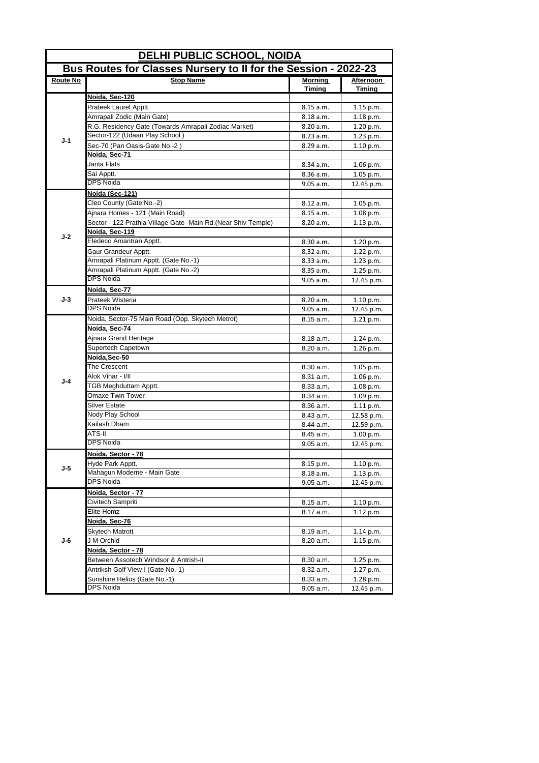# DELHI PUBLIC SCHOOL, NOIDA

## Bus Routes for Classes Nursery to II for the Session - 2022-23

| Route No | Stop Name | Morning Timing | Afternoon Timing |
|---|---|---|---|
| J-1 | **Noida, Sec-120** | | |
| | Prateek Laurel Apptt. | 8.15 a.m. | 1.15 p.m. |
| | Amrapali Zodic (Main Gate) | 8.18 a.m. | 1.18 p.m. |
| | R.G. Residency Gate (Towards Amrapali Zodiac Market) | 8.20 a.m. | 1.20 p.m. |
| | Sector-122 (Udaan Play School ) | 8.23 a.m. | 1.23 p.m. |
| | Sec-70 (Pan Oasis-Gate No.-2 ) | 8.29 a.m. | 1.10 p.m. |
| | **Noida, Sec-71** | | |
| | Janta Flats | 8.34 a.m. | 1.06 p.m. |
| | Sai Apptt. | 8.36 a.m. | 1.05 p.m. |
| | DPS Noida | 9.05 a.m. | 12.45 p.m. |
| J-2 | **Noida (Sec-121)** | | |
| | Cleo County (Gate No.-2) | 8.12 a.m. | 1.05 p.m. |
| | Ajnara Homes - 121 (Main Road) | 8.15 a.m. | 1.08 p.m. |
| | Sector - 122 Prathla Village Gate- Main Rd.(Near Shiv Temple) | 8.20 a.m. | 1.13 p.m. |
| | **Noida, Sec-119** | | |
| | Eledeco Amantran Apptt. | 8.30 a.m. | 1.20 p.m. |
| | Gaur Grandeur Apptt. | 8.32 a.m. | 1.22 p.m. |
| | Amrapali Platinum Apptt. (Gate No.-1) | 8.33 a.m. | 1.23 p.m. |
| | Amrapali Platinum Apptt. (Gate No.-2) | 8.35 a.m. | 1.25 p.m. |
| | DPS Noida | 9.05 a.m. | 12.45 p.m. |
| J-3 | **Noida, Sec-77** | | |
| | Prateek Wisteria | 8.20 a.m. | 1.10 p.m. |
| | DPS Noida | 9.05 a.m. | 12.45 p.m. |
| J-4 | Noida, Sector-75 Main Road (Opp. Skytech Metrot) | 8.15 a.m. | 1.21 p.m. |
| | **Noida, Sec-74** | | |
| | Ajnara Grand Heritage | 8.18 a.m. | 1.24 p.m. |
| | Supertech Capetown | 8.20 a.m. | 1.26 p.m. |
| | **Noida,Sec-50** | | |
| | The Crescent | 8.30 a.m. | 1.05 p.m. |
| | Alok Vihar - I/II | 8.31 a.m. | 1.06 p.m. |
| | TGB Meghduttam Apptt. | 8.33 a.m. | 1.08 p.m. |
| | Omaxe Twin Tower | 8.34 a.m. | 1.09 p.m. |
| | Silver Estate | 8.36 a.m. | 1.11 p.m. |
| | Nody Play School | 8.43 a.m. | 12.58 p.m. |
| | Kailash Dham | 8.44 a.m. | 12.59 p.m. |
| | ATS-II | 8.45 a.m. | 1.00 p.m. |
| | DPS Noida | 9.05 a.m. | 12.45 p.m. |
| J-5 | **Noida, Sector - 78** | | |
| | Hyde Park Apptt. | 8.15 p.m. | 1.10 p.m. |
| | Mahagun Moderne - Main Gate | 8.18 a.m. | 1.13 p.m. |
| | DPS Noida | 9.05 a.m. | 12.45 p.m. |
| J-6 | **Noida, Sector - 77** | | |
| | Civitech Sampriti | 8.15 a.m. | 1.10 p.m. |
| | Elite Homz | 8.17 a.m. | 1.12 p.m. |
| | **Noida, Sec-76** | | |
| | Skytech Matrott | 8.19 a.m. | 1.14 p.m. |
| | J M Orchid | 8.20 a.m. | 1.15 p.m. |
| | **Noida, Sector - 78** | | |
| | Between Assotech Windsor & Antrish-II | 8.30 a.m. | 1.25 p.m. |
| | Antriksh Golf View-I (Gate No.-1) | 8.32 a.m. | 1.27 p.m. |
| | Sunshine Helios (Gate No.-1) | 8.33 a.m. | 1.28 p.m. |
| | DPS Noida | 9.05 a.m. | 12.45 p.m. |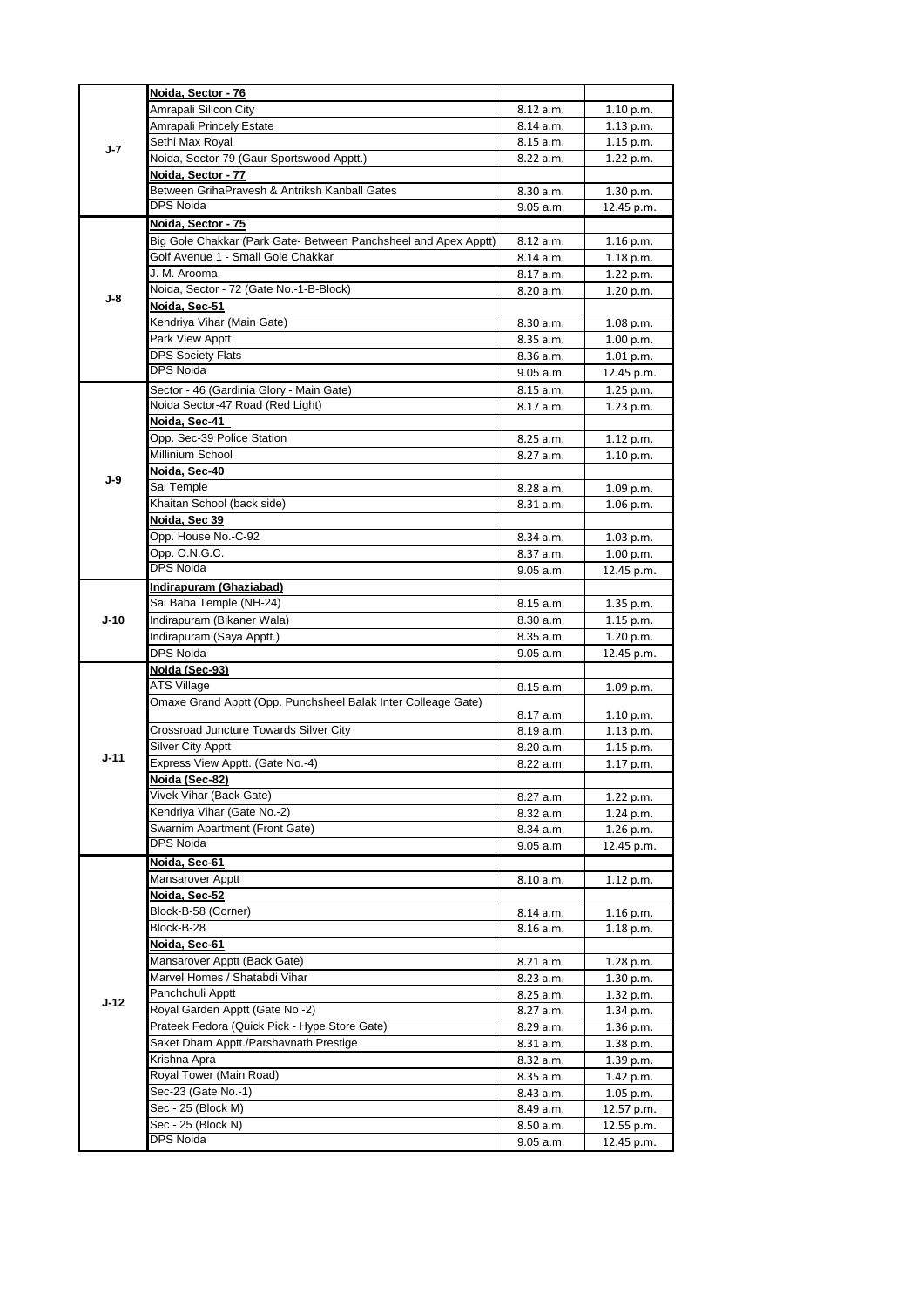| | | | |
|---|---|---|---|
| J-7 | **Noida, Sector - 76** | | |
| | Amrapali Silicon City | 8.12 a.m. | 1.10 p.m. |
| | Amrapali Princely Estate | 8.14 a.m. | 1.13 p.m. |
| | Sethi Max Royal | 8.15 a.m. | 1.15 p.m. |
| | Noida, Sector-79 (Gaur Sportswood Apptt.) | 8.22 a.m. | 1.22 p.m. |
| | **Noida, Sector - 77** | | |
| | Between GrihaPravesh & Antriksh Kanball Gates | 8.30 a.m. | 1.30 p.m. |
| | DPS Noida | 9.05 a.m. | 12.45 p.m. |
| J-8 | **Noida, Sector - 75** | | |
| | Big Gole Chakkar (Park Gate- Between Panchsheel and Apex Apptt) | 8.12 a.m. | 1.16 p.m. |
| | Golf Avenue 1 - Small Gole Chakkar | 8.14 a.m. | 1.18 p.m. |
| | J. M. Arooma | 8.17 a.m. | 1.22 p.m. |
| | Noida, Sector - 72 (Gate No.-1-B-Block) | 8.20 a.m. | 1.20 p.m. |
| | **Noida, Sec-51** | | |
| | Kendriya Vihar (Main Gate) | 8.30 a.m. | 1.08 p.m. |
| | Park View Apptt | 8.35 a.m. | 1.00 p.m. |
| | DPS Society Flats | 8.36 a.m. | 1.01 p.m. |
| | DPS Noida | 9.05 a.m. | 12.45 p.m. |
| J-9 | Sector - 46 (Gardinia Glory - Main Gate) | 8.15 a.m. | 1.25 p.m. |
| | Noida Sector-47 Road (Red Light) | 8.17 a.m. | 1.23 p.m. |
| | **Noida, Sec-41** | | |
| | Opp. Sec-39 Police Station | 8.25 a.m. | 1.12 p.m. |
| | Millinium School | 8.27 a.m. | 1.10 p.m. |
| | **Noida, Sec-40** | | |
| | Sai Temple | 8.28 a.m. | 1.09 p.m. |
| | Khaitan School (back side) | 8.31 a.m. | 1.06 p.m. |
| | **Noida, Sec 39** | | |
| | Opp. House No.-C-92 | 8.34 a.m. | 1.03 p.m. |
| | Opp. O.N.G.C. | 8.37 a.m. | 1.00 p.m. |
| | DPS Noida | 9.05 a.m. | 12.45 p.m. |
| J-10 | **Indirapuram (Ghaziabad)** | | |
| | Sai Baba Temple (NH-24) | 8.15 a.m. | 1.35 p.m. |
| | Indirapuram (Bikaner Wala) | 8.30 a.m. | 1.15 p.m. |
| | Indirapuram (Saya Apptt.) | 8.35 a.m. | 1.20 p.m. |
| | DPS Noida | 9.05 a.m. | 12.45 p.m. |
| J-11 | **Noida (Sec-93)** | | |
| | ATS Village | 8.15 a.m. | 1.09 p.m. |
| | Omaxe Grand Apptt (Opp. Punchsheel Balak Inter Colleage Gate) | 8.17 a.m. | 1.10 p.m. |
| | Crossroad Juncture Towards Silver City | 8.19 a.m. | 1.13 p.m. |
| | Silver City Apptt | 8.20 a.m. | 1.15 p.m. |
| | Express View Apptt. (Gate No.-4) | 8.22 a.m. | 1.17 p.m. |
| | **Noida (Sec-82)** | | |
| | Vivek Vihar (Back Gate) | 8.27 a.m. | 1.22 p.m. |
| | Kendriya Vihar (Gate No.-2) | 8.32 a.m. | 1.24 p.m. |
| | Swarnim Apartment (Front Gate) | 8.34 a.m. | 1.26 p.m. |
| | DPS Noida | 9.05 a.m. | 12.45 p.m. |
| J-12 | **Noida, Sec-61** | | |
| | Mansarover Apptt | 8.10 a.m. | 1.12 p.m. |
| | **Noida, Sec-52** | | |
| | Block-B-58 (Corner) | 8.14 a.m. | 1.16 p.m. |
| | Block-B-28 | 8.16 a.m. | 1.18 p.m. |
| | **Noida, Sec-61** | | |
| | Mansarover Apptt (Back Gate) | 8.21 a.m. | 1.28 p.m. |
| | Marvel Homes / Shatabdi Vihar | 8.23 a.m. | 1.30 p.m. |
| | Panchchuli Apptt | 8.25 a.m. | 1.32 p.m. |
| | Royal Garden Apptt (Gate No.-2) | 8.27 a.m. | 1.34 p.m. |
| | Prateek Fedora (Quick Pick - Hype Store Gate) | 8.29 a.m. | 1.36 p.m. |
| | Saket Dham Apptt./Parshavnath Prestige | 8.31 a.m. | 1.38 p.m. |
| | Krishna Apra | 8.32 a.m. | 1.39 p.m. |
| | Royal Tower (Main Road) | 8.35 a.m. | 1.42 p.m. |
| | Sec-23 (Gate No.-1) | 8.43 a.m. | 1.05 p.m. |
| | Sec - 25 (Block M) | 8.49 a.m. | 12.57 p.m. |
| | Sec - 25 (Block N) | 8.50 a.m. | 12.55 p.m. |
| | DPS Noida | 9.05 a.m. | 12.45 p.m. |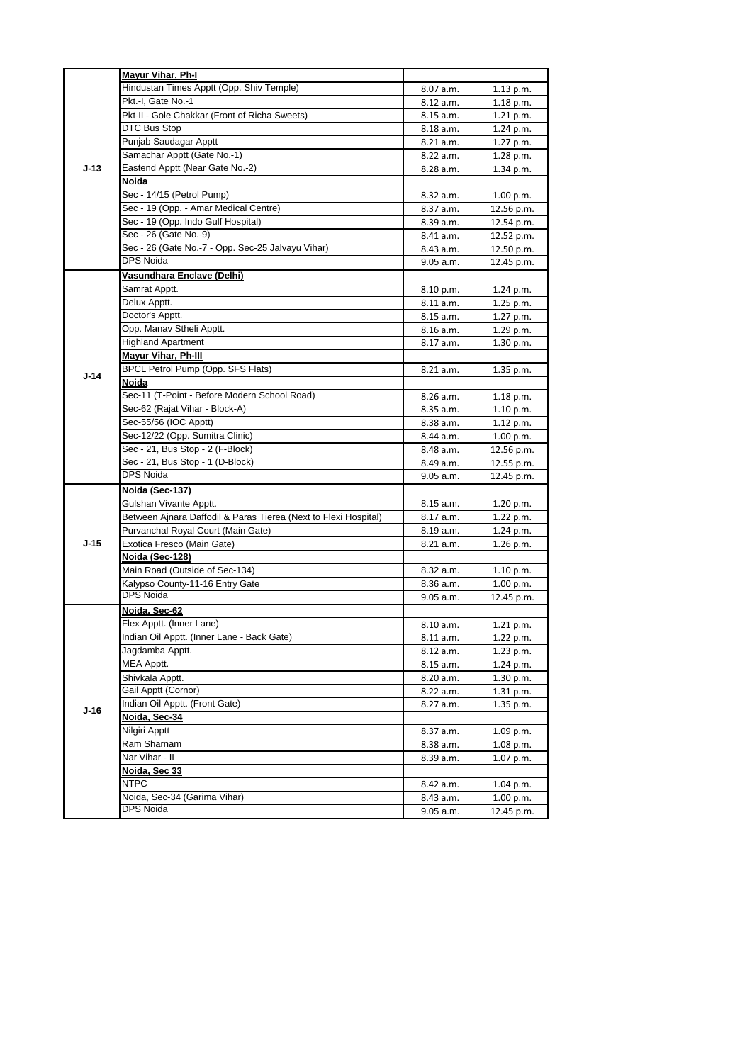| | | | |
|---|---|---|---|
| J-13 | **Mayur Vihar, Ph-I** | | |
| | Hindustan Times Apptt (Opp. Shiv Temple) | 8.07 a.m. | 1.13 p.m. |
| | Pkt.-I, Gate No.-1 | 8.12 a.m. | 1.18 p.m. |
| | Pkt-II - Gole Chakkar (Front of Richa Sweets) | 8.15 a.m. | 1.21 p.m. |
| | DTC Bus Stop | 8.18 a.m. | 1.24 p.m. |
| | Punjab Saudagar Apptt | 8.21 a.m. | 1.27 p.m. |
| | Samachar Apptt (Gate No.-1) | 8.22 a.m. | 1.28 p.m. |
| | Eastend Apptt (Near Gate No.-2) | 8.28 a.m. | 1.34 p.m. |
| | **Noida** | | |
| | Sec - 14/15 (Petrol Pump) | 8.32 a.m. | 1.00 p.m. |
| | Sec - 19 (Opp. - Amar Medical Centre) | 8.37 a.m. | 12.56 p.m. |
| | Sec - 19 (Opp. Indo Gulf Hospital) | 8.39 a.m. | 12.54 p.m. |
| | Sec - 26 (Gate No.-9) | 8.41 a.m. | 12.52 p.m. |
| | Sec - 26 (Gate No.-7 - Opp. Sec-25 Jalvayu Vihar) | 8.43 a.m. | 12.50 p.m. |
| | DPS Noida | 9.05 a.m. | 12.45 p.m. |
| J-14 | **Vasundhara Enclave (Delhi)** | | |
| | Samrat Apptt. | 8.10 p.m. | 1.24 p.m. |
| | Delux Apptt. | 8.11 a.m. | 1.25 p.m. |
| | Doctor's Apptt. | 8.15 a.m. | 1.27 p.m. |
| | Opp. Manav Stheli Apptt. | 8.16 a.m. | 1.29 p.m. |
| | Highland Apartment | 8.17 a.m. | 1.30 p.m. |
| | **Mayur Vihar, Ph-III** | | |
| | BPCL Petrol Pump (Opp. SFS Flats) | 8.21 a.m. | 1.35 p.m. |
| | **Noida** | | |
| | Sec-11 (T-Point - Before Modern School Road) | 8.26 a.m. | 1.18 p.m. |
| | Sec-62 (Rajat Vihar - Block-A) | 8.35 a.m. | 1.10 p.m. |
| | Sec-55/56 (IOC Apptt) | 8.38 a.m. | 1.12 p.m. |
| | Sec-12/22 (Opp. Sumitra Clinic) | 8.44 a.m. | 1.00 p.m. |
| | Sec - 21, Bus Stop - 2 (F-Block) | 8.48 a.m. | 12.56 p.m. |
| | Sec - 21, Bus Stop - 1 (D-Block) | 8.49 a.m. | 12.55 p.m. |
| | DPS Noida | 9.05 a.m. | 12.45 p.m. |
| J-15 | **Noida (Sec-137)** | | |
| | Gulshan Vivante Apptt. | 8.15 a.m. | 1.20 p.m. |
| | Between Ajnara Daffodil & Paras Tierea (Next to Flexi Hospital) | 8.17 a.m. | 1.22 p.m. |
| | Purvanchal Royal Court (Main Gate) | 8.19 a.m. | 1.24 p.m. |
| | Exotica Fresco (Main Gate) | 8.21 a.m. | 1.26 p.m. |
| | **Noida (Sec-128)** | | |
| | Main Road (Outside of Sec-134) | 8.32 a.m. | 1.10 p.m. |
| | Kalypso County-11-16 Entry Gate | 8.36 a.m. | 1.00 p.m. |
| | DPS Noida | 9.05 a.m. | 12.45 p.m. |
| J-16 | **Noida, Sec-62** | | |
| | Flex Apptt. (Inner Lane) | 8.10 a.m. | 1.21 p.m. |
| | Indian Oil Apptt. (Inner Lane - Back Gate) | 8.11 a.m. | 1.22 p.m. |
| | Jagdamba Apptt. | 8.12 a.m. | 1.23 p.m. |
| | MEA Apptt. | 8.15 a.m. | 1.24 p.m. |
| | Shivkala Apptt. | 8.20 a.m. | 1.30 p.m. |
| | Gail Apptt (Cornor) | 8.22 a.m. | 1.31 p.m. |
| | Indian Oil Apptt. (Front Gate) | 8.27 a.m. | 1.35 p.m. |
| | **Noida, Sec-34** | | |
| | Nilgiri Apptt | 8.37 a.m. | 1.09 p.m. |
| | Ram Sharnam | 8.38 a.m. | 1.08 p.m. |
| | Nar Vihar - II | 8.39 a.m. | 1.07 p.m. |
| | **Noida, Sec 33** | | |
| | NTPC | 8.42 a.m. | 1.04 p.m. |
| | Noida, Sec-34 (Garima Vihar) | 8.43 a.m. | 1.00 p.m. |
| | DPS Noida | 9.05 a.m. | 12.45 p.m. |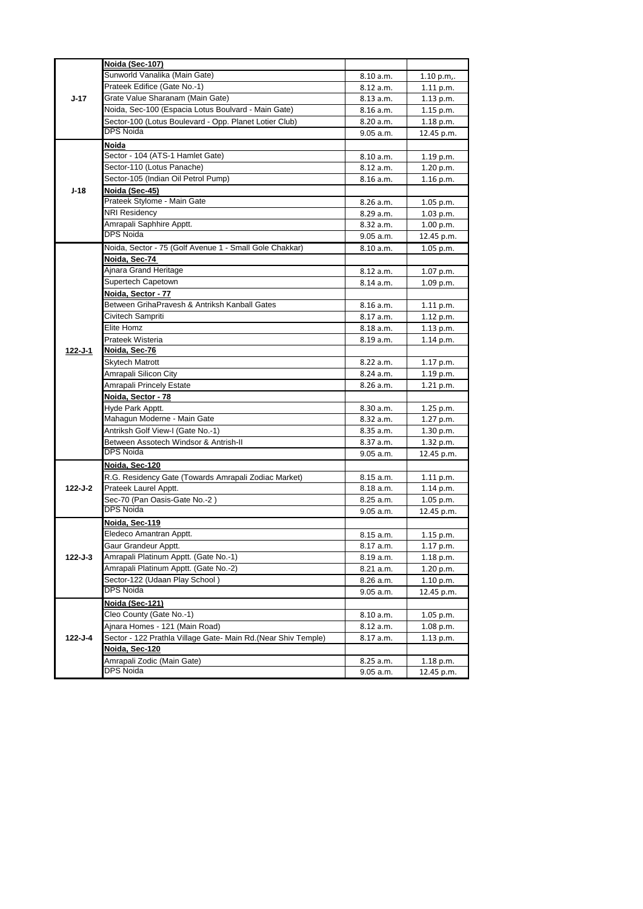| | | | |
|---|---|---|---|
| J-17 | **Noida (Sec-107)** | | |
| | Sunworld Vanalika (Main Gate) | 8.10 a.m. | 1.10 p.m,. |
| | Prateek Edifice (Gate No.-1) | 8.12 a.m. | 1.11 p.m. |
| | Grate Value Sharanam (Main Gate) | 8.13 a.m. | 1.13 p.m. |
| | Noida, Sec-100 (Espacia Lotus Boulvard - Main Gate) | 8.16 a.m. | 1.15 p.m. |
| | Sector-100 (Lotus Boulevard - Opp. Planet Lotier Club) | 8.20 a.m. | 1.18 p.m. |
| | DPS Noida | 9.05 a.m. | 12.45 p.m. |
| J-18 | **Noida** | | |
| | Sector - 104 (ATS-1 Hamlet Gate) | 8.10 a.m. | 1.19 p.m. |
| | Sector-110 (Lotus Panache) | 8.12 a.m. | 1.20 p.m. |
| | Sector-105 (Indian Oil Petrol Pump) | 8.16 a.m. | 1.16 p.m. |
| | **Noida (Sec-45)** | | |
| | Prateek Stylome - Main Gate | 8.26 a.m. | 1.05 p.m. |
| | NRI Residency | 8.29 a.m. | 1.03 p.m. |
| | Amrapali Saphhire Apptt. | 8.32 a.m. | 1.00 p.m. |
| | DPS Noida | 9.05 a.m. | 12.45 p.m. |
| 122-J-1 | Noida, Sector - 75 (Golf Avenue 1 - Small Gole Chakkar) | 8.10 a.m. | 1.05 p.m. |
| | **Noida, Sec-74** | | |
| | Ajnara Grand Heritage | 8.12 a.m. | 1.07 p.m. |
| | Supertech Capetown | 8.14 a.m. | 1.09 p.m. |
| | **Noida, Sector - 77** | | |
| | Between GrihaPravesh & Antriksh Kanball Gates | 8.16 a.m. | 1.11 p.m. |
| | Civitech Sampriti | 8.17 a.m. | 1.12 p.m. |
| | Elite Homz | 8.18 a.m. | 1.13 p.m. |
| | Prateek Wisteria | 8.19 a.m. | 1.14 p.m. |
| | **Noida, Sec-76** | | |
| | Skytech Matrott | 8.22 a.m. | 1.17 p.m. |
| | Amrapali Silicon City | 8.24 a.m. | 1.19 p.m. |
| | Amrapali Princely Estate | 8.26 a.m. | 1.21 p.m. |
| | **Noida, Sector - 78** | | |
| | Hyde Park Apptt. | 8.30 a.m. | 1.25 p.m. |
| | Mahagun Moderne - Main Gate | 8.32 a.m. | 1.27 p.m. |
| | Antriksh Golf View-I (Gate No.-1) | 8.35 a.m. | 1.30 p.m. |
| | Between Assotech Windsor & Antrish-II | 8.37 a.m. | 1.32 p.m. |
| | DPS Noida | 9.05 a.m. | 12.45 p.m. |
| 122-J-2 | **Noida, Sec-120** | | |
| | R.G. Residency Gate (Towards Amrapali Zodiac Market) | 8.15 a.m. | 1.11 p.m. |
| | Prateek Laurel Apptt. | 8.18 a.m. | 1.14 p.m. |
| | Sec-70 (Pan Oasis-Gate No.-2 ) | 8.25 a.m. | 1.05 p.m. |
| | DPS Noida | 9.05 a.m. | 12.45 p.m. |
| 122-J-3 | **Noida, Sec-119** | | |
| | Eledeco Amantran Apptt. | 8.15 a.m. | 1.15 p.m. |
| | Gaur Grandeur Apptt. | 8.17 a.m. | 1.17 p.m. |
| | Amrapali Platinum Apptt. (Gate No.-1) | 8.19 a.m. | 1.18 p.m. |
| | Amrapali Platinum Apptt. (Gate No.-2) | 8.21 a.m. | 1.20 p.m. |
| | Sector-122 (Udaan Play School ) | 8.26 a.m. | 1.10 p.m. |
| | DPS Noida | 9.05 a.m. | 12.45 p.m. |
| 122-J-4 | **Noida (Sec-121)** | | |
| | Cleo County (Gate No.-1) | 8.10 a.m. | 1.05 p.m. |
| | Ajnara Homes - 121 (Main Road) | 8.12 a.m. | 1.08 p.m. |
| | Sector - 122 Prathla Village Gate- Main Rd.(Near Shiv Temple) | 8.17 a.m. | 1.13 p.m. |
| | **Noida, Sec-120** | | |
| | Amrapali Zodic (Main Gate) | 8.25 a.m. | 1.18 p.m. |
| | DPS Noida | 9.05 a.m. | 12.45 p.m. |